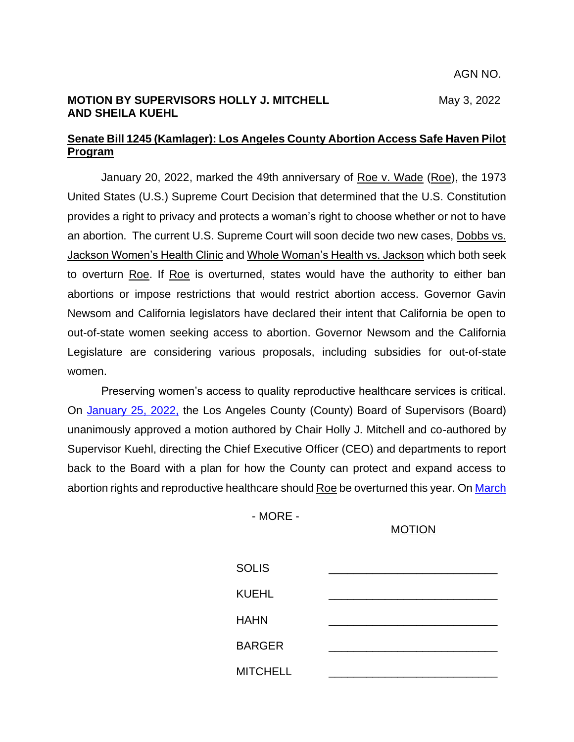AGN NO.

**MOTION BY SUPERVISORS HOLLY J. MITCHELL AND SHEILA KUEHL**

May 3, 2022

**Senate Bill 1245 (Kamlager): Los Angeles County Abortion Access Safe Haven Pilot Program**

January 20, 2022, marked the 49th anniversary of Roe v. Wade (Roe), the 1973 United States (U.S.) Supreme Court Decision that determined that the U.S. Constitution provides a right to privacy and protects a woman's right to choose whether or not to have an abortion. The current U.S. Supreme Court will soon decide two new cases, Dobbs vs. Jackson Women's Health Clinic and Whole Woman's Health vs. Jackson which both seek to overturn Roe. If Roe is overturned, states would have the authority to either ban abortions or impose restrictions that would restrict abortion access. Governor Gavin Newsom and California legislators have declared their intent that California be open to out-of-state women seeking access to abortion. Governor Newsom and the California Legislature are considering various proposals, including subsidies for out-of-state women.

Preserving women's access to quality reproductive healthcare services is critical. On January 25, 2022, the Los Angeles County (County) Board of Supervisors (Board) unanimously approved a motion authored by Chair Holly J. Mitchell and co-authored by Supervisor Kuehl, directing the Chief Executive Officer (CEO) and departments to report back to the Board with a plan for how the County can protect and expand access to abortion rights and reproductive healthcare should Roe be overturned this year. On March

- MORE -

MOTION

| | |
|---|---|
| SOLIS | _______________ |
| KUEHL | _______________ |
| HAHN | _______________ |
| BARGER | _______________ |
| MITCHELL | _______________ |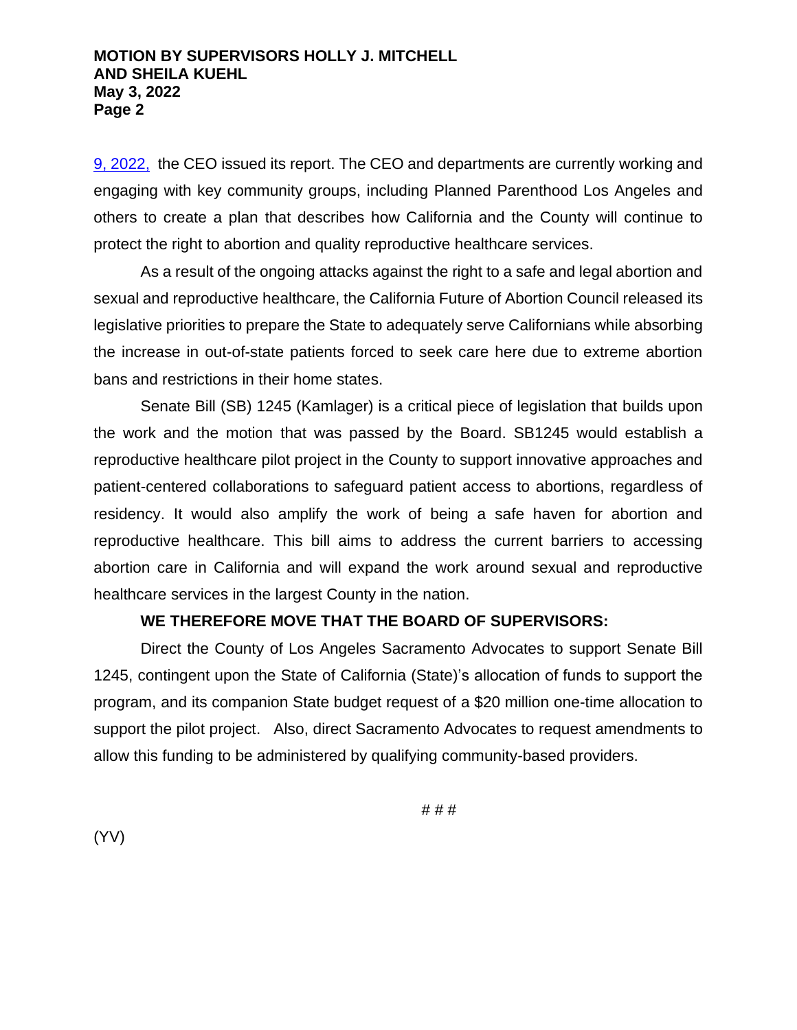9, 2022, the CEO issued its report. The CEO and departments are currently working and engaging with key community groups, including Planned Parenthood Los Angeles and others to create a plan that describes how California and the County will continue to protect the right to abortion and quality reproductive healthcare services.

As a result of the ongoing attacks against the right to a safe and legal abortion and sexual and reproductive healthcare, the California Future of Abortion Council released its legislative priorities to prepare the State to adequately serve Californians while absorbing the increase in out-of-state patients forced to seek care here due to extreme abortion bans and restrictions in their home states.

Senate Bill (SB) 1245 (Kamlager) is a critical piece of legislation that builds upon the work and the motion that was passed by the Board. SB1245 would establish a reproductive healthcare pilot project in the County to support innovative approaches and patient-centered collaborations to safeguard patient access to abortions, regardless of residency. It would also amplify the work of being a safe haven for abortion and reproductive healthcare. This bill aims to address the current barriers to accessing abortion care in California and will expand the work around sexual and reproductive healthcare services in the largest County in the nation.

**WE THEREFORE MOVE THAT THE BOARD OF SUPERVISORS:**

Direct the County of Los Angeles Sacramento Advocates to support Senate Bill 1245, contingent upon the State of California (State)'s allocation of funds to support the program, and its companion State budget request of a $20 million one-time allocation to support the pilot project. Also, direct Sacramento Advocates to request amendments to allow this funding to be administered by qualifying community-based providers.

# # #

(YV)